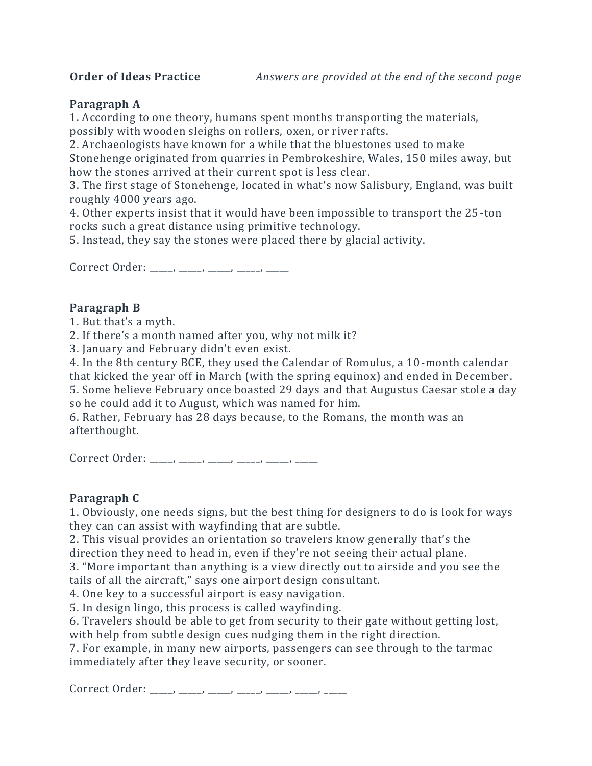**Order of Ideas Practice** *Answers are provided at the end of the second page*

**Paragraph A**

1. According to one theory, humans spent months transporting the materials, possibly with wooden sleighs on rollers, oxen, or river rafts.
2. Archaeologists have known for a while that the bluestones used to make Stonehenge originated from quarries in Pembrokeshire, Wales, 150 miles away, but how the stones arrived at their current spot is less clear.
3. The first stage of Stonehenge, located in what's now Salisbury, England, was built roughly 4000 years ago.
4. Other experts insist that it would have been impossible to transport the 25-ton rocks such a great distance using primitive technology.
5. Instead, they say the stones were placed there by glacial activity.

Correct Order: _____, _____, _____, _____, _____

**Paragraph B**

1. But that's a myth.
2. If there's a month named after you, why not milk it?
3. January and February didn't even exist.
4. In the 8th century BCE, they used the Calendar of Romulus, a 10-month calendar that kicked the year off in March (with the spring equinox) and ended in December.
5. Some believe February once boasted 29 days and that Augustus Caesar stole a day so he could add it to August, which was named for him.
6. Rather, February has 28 days because, to the Romans, the month was an afterthought.

Correct Order: _____, _____, _____, _____, _____, _____

**Paragraph C**

1. Obviously, one needs signs, but the best thing for designers to do is look for ways they can can assist with wayfinding that are subtle.
2. This visual provides an orientation so travelers know generally that's the direction they need to head in, even if they're not seeing their actual plane.
3. "More important than anything is a view directly out to airside and you see the tails of all the aircraft," says one airport design consultant.
4. One key to a successful airport is easy navigation.
5. In design lingo, this process is called wayfinding.
6. Travelers should be able to get from security to their gate without getting lost, with help from subtle design cues nudging them in the right direction.
7. For example, in many new airports, passengers can see through to the tarmac immediately after they leave security, or sooner.

Correct Order: _____, _____, _____, _____, _____, _____, _____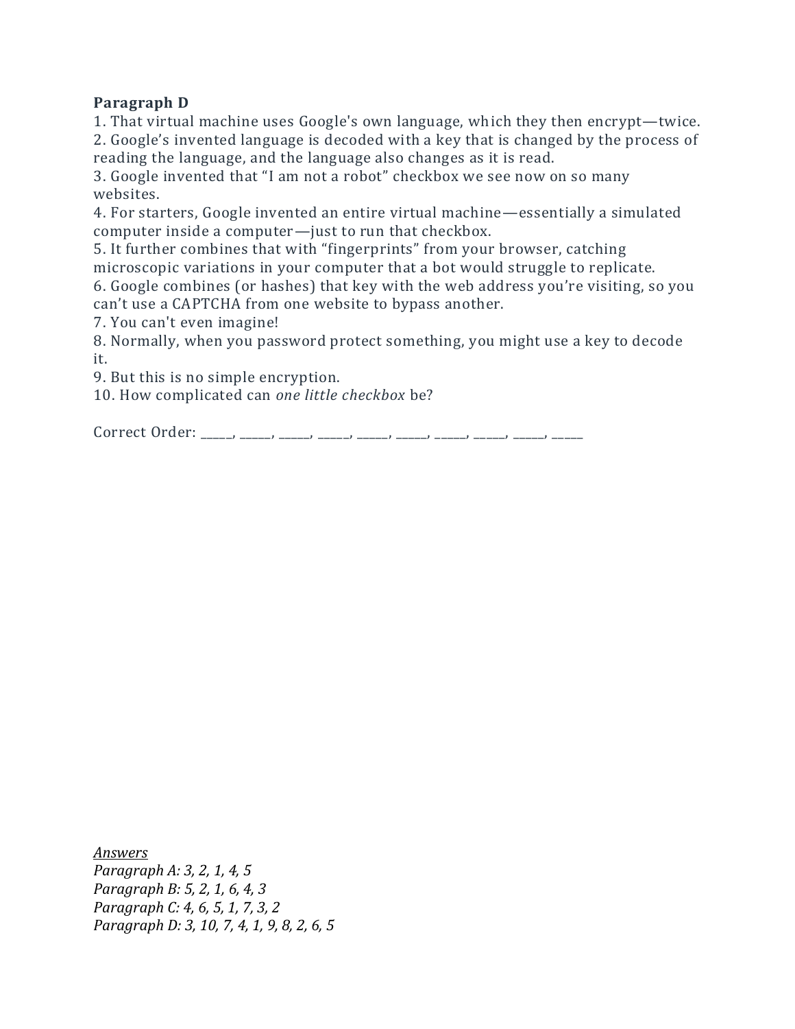**Paragraph D**

1. That virtual machine uses Google's own language, which they then encrypt—twice.
2. Google's invented language is decoded with a key that is changed by the process of reading the language, and the language also changes as it is read.
3. Google invented that "I am not a robot" checkbox we see now on so many websites.
4. For starters, Google invented an entire virtual machine—essentially a simulated computer inside a computer—just to run that checkbox.
5. It further combines that with "fingerprints" from your browser, catching microscopic variations in your computer that a bot would struggle to replicate.
6. Google combines (or hashes) that key with the web address you're visiting, so you can't use a CAPTCHA from one website to bypass another.
7. You can't even imagine!
8. Normally, when you password protect something, you might use a key to decode it.
9. But this is no simple encryption.
10. How complicated can *one little checkbox* be?

Correct Order: _____, _____, _____, _____, _____, _____, _____, _____, _____, _____

*__Answers__*

*Paragraph A: 3, 2, 1, 4, 5*

*Paragraph B: 5, 2, 1, 6, 4, 3*

*Paragraph C: 4, 6, 5, 1, 7, 3, 2*

*Paragraph D: 3, 10, 7, 4, 1, 9, 8, 2, 6, 5*